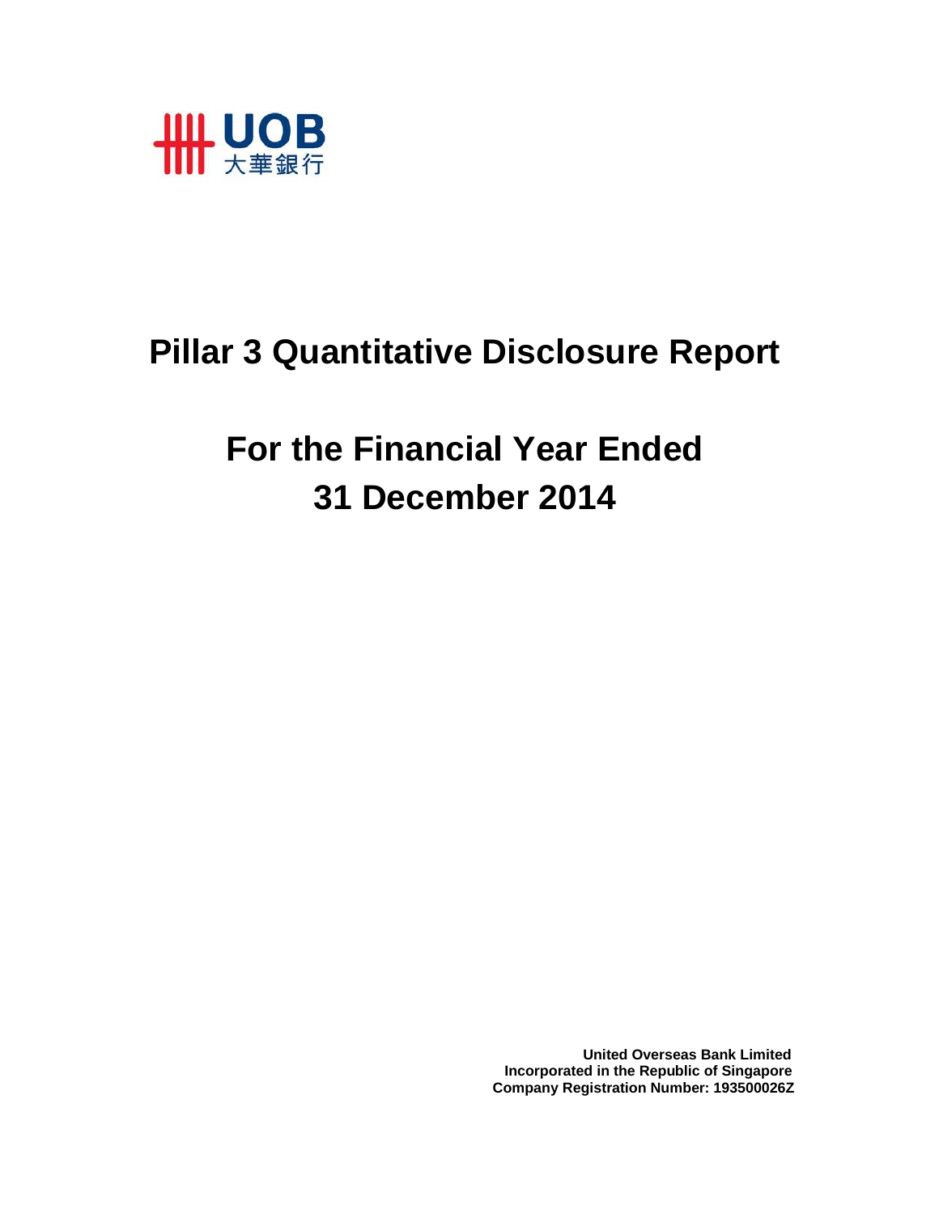UOB 大華銀行

# Pillar 3 Quantitative Disclosure Report

# For the Financial Year Ended 31 December 2014

**United Overseas Bank Limited**
**Incorporated in the Republic of Singapore**
**Company Registration Number: 193500026Z**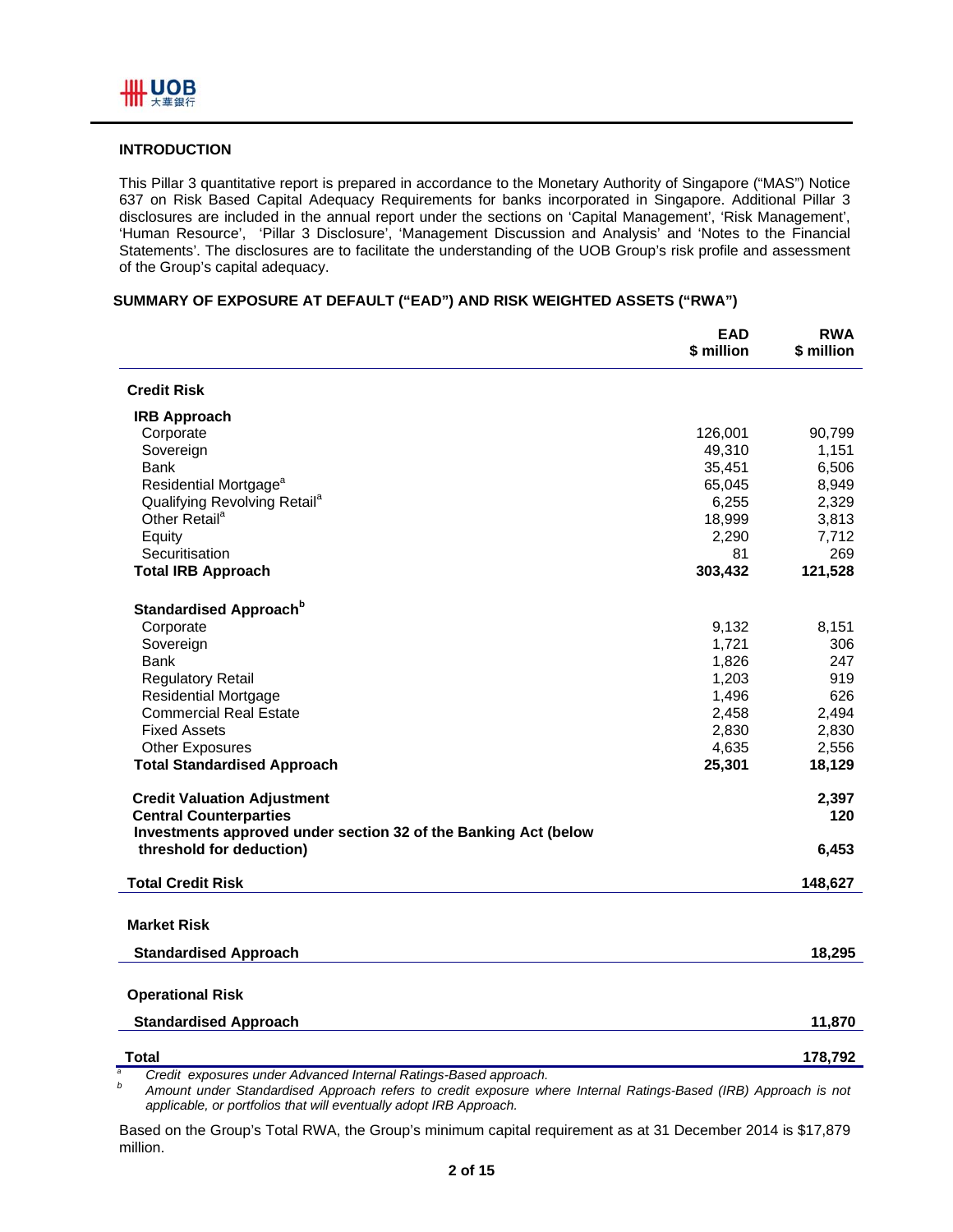## INTRODUCTION

This Pillar 3 quantitative report is prepared in accordance to the Monetary Authority of Singapore ("MAS") Notice 637 on Risk Based Capital Adequacy Requirements for banks incorporated in Singapore. Additional Pillar 3 disclosures are included in the annual report under the sections on 'Capital Management', 'Risk Management', 'Human Resource', 'Pillar 3 Disclosure', 'Management Discussion and Analysis' and 'Notes to the Financial Statements'. The disclosures are to facilitate the understanding of the UOB Group's risk profile and assessment of the Group's capital adequacy.

## SUMMARY OF EXPOSURE AT DEFAULT ("EAD") AND RISK WEIGHTED ASSETS ("RWA")

| | EAD $ million | RWA $ million |
|---|---|---|
| **Credit Risk** | | |
| **IRB Approach** | | |
| Corporate | 126,001 | 90,799 |
| Sovereign | 49,310 | 1,151 |
| Bank | 35,451 | 6,506 |
| Residential Mortgage[a] | 65,045 | 8,949 |
| Qualifying Revolving Retail[a] | 6,255 | 2,329 |
| Other Retail[a] | 18,999 | 3,813 |
| Equity | 2,290 | 7,712 |
| Securitisation | 81 | 269 |
| **Total IRB Approach** | **303,432** | **121,528** |
| **Standardised Approach[b]** | | |
| Corporate | 9,132 | 8,151 |
| Sovereign | 1,721 | 306 |
| Bank | 1,826 | 247 |
| Regulatory Retail | 1,203 | 919 |
| Residential Mortgage | 1,496 | 626 |
| Commercial Real Estate | 2,458 | 2,494 |
| Fixed Assets | 2,830 | 2,830 |
| Other Exposures | 4,635 | 2,556 |
| **Total Standardised Approach** | **25,301** | **18,129** |
| **Credit Valuation Adjustment** | | **2,397** |
| **Central Counterparties** | | **120** |
| **Investments approved under section 32 of the Banking Act (below threshold for deduction)** | | **6,453** |
| **Total Credit Risk** | | **148,627** |
| **Market Risk** | | |
| **Standardised Approach** | | **18,295** |
| **Operational Risk** | | |
| **Standardised Approach** | | **11,870** |
| **Total** | | **178,792** |

[a] *Credit exposures under Advanced Internal Ratings-Based approach.*

[b] *Amount under Standardised Approach refers to credit exposure where Internal Ratings-Based (IRB) Approach is not applicable, or portfolios that will eventually adopt IRB Approach.*

Based on the Group's Total RWA, the Group's minimum capital requirement as at 31 December 2014 is $17,879 million.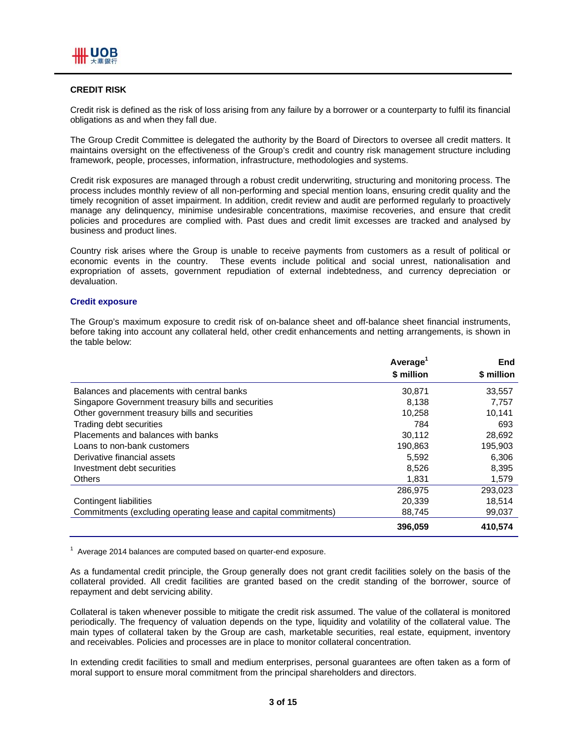## CREDIT RISK

Credit risk is defined as the risk of loss arising from any failure by a borrower or a counterparty to fulfil its financial obligations as and when they fall due.

The Group Credit Committee is delegated the authority by the Board of Directors to oversee all credit matters. It maintains oversight on the effectiveness of the Group's credit and country risk management structure including framework, people, processes, information, infrastructure, methodologies and systems.

Credit risk exposures are managed through a robust credit underwriting, structuring and monitoring process. The process includes monthly review of all non-performing and special mention loans, ensuring credit quality and the timely recognition of asset impairment. In addition, credit review and audit are performed regularly to proactively manage any delinquency, minimise undesirable concentrations, maximise recoveries, and ensure that credit policies and procedures are complied with. Past dues and credit limit excesses are tracked and analysed by business and product lines.

Country risk arises where the Group is unable to receive payments from customers as a result of political or economic events in the country. These events include political and social unrest, nationalisation and expropriation of assets, government repudiation of external indebtedness, and currency depreciation or devaluation.

### Credit exposure

The Group's maximum exposure to credit risk of on-balance sheet and off-balance sheet financial instruments, before taking into account any collateral held, other credit enhancements and netting arrangements, is shown in the table below:

| | Average[1] $ million | End $ million |
|---|---|---|
| Balances and placements with central banks | 30,871 | 33,557 |
| Singapore Government treasury bills and securities | 8,138 | 7,757 |
| Other government treasury bills and securities | 10,258 | 10,141 |
| Trading debt securities | 784 | 693 |
| Placements and balances with banks | 30,112 | 28,692 |
| Loans to non-bank customers | 190,863 | 195,903 |
| Derivative financial assets | 5,592 | 6,306 |
| Investment debt securities | 8,526 | 8,395 |
| Others | 1,831 | 1,579 |
| | 286,975 | 293,023 |
| Contingent liabilities | 20,339 | 18,514 |
| Commitments (excluding operating lease and capital commitments) | 88,745 | 99,037 |
| | **396,059** | **410,574** |

[1] Average 2014 balances are computed based on quarter-end exposure.

As a fundamental credit principle, the Group generally does not grant credit facilities solely on the basis of the collateral provided. All credit facilities are granted based on the credit standing of the borrower, source of repayment and debt servicing ability.

Collateral is taken whenever possible to mitigate the credit risk assumed. The value of the collateral is monitored periodically. The frequency of valuation depends on the type, liquidity and volatility of the collateral value. The main types of collateral taken by the Group are cash, marketable securities, real estate, equipment, inventory and receivables. Policies and processes are in place to monitor collateral concentration.

In extending credit facilities to small and medium enterprises, personal guarantees are often taken as a form of moral support to ensure moral commitment from the principal shareholders and directors.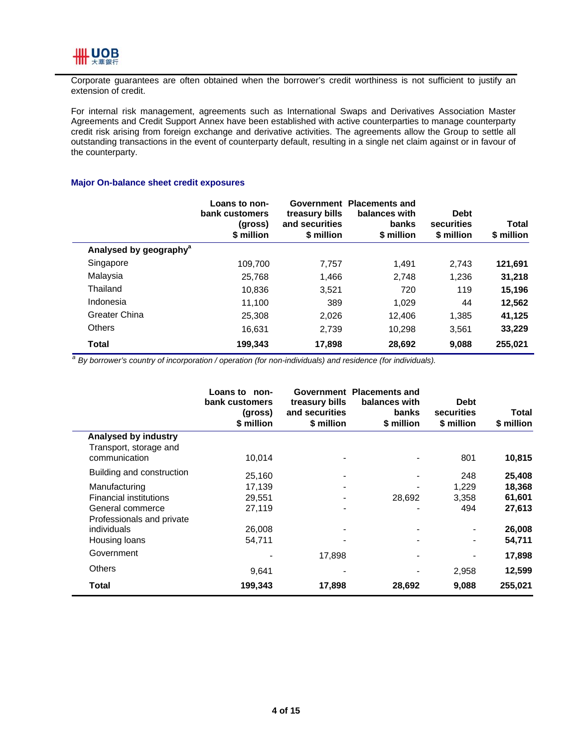Corporate guarantees are often obtained when the borrower's credit worthiness is not sufficient to justify an extension of credit.

For internal risk management, agreements such as International Swaps and Derivatives Association Master Agreements and Credit Support Annex have been established with active counterparties to manage counterparty credit risk arising from foreign exchange and derivative activities. The agreements allow the Group to settle all outstanding transactions in the event of counterparty default, resulting in a single net claim against or in favour of the counterparty.

### Major On-balance sheet credit exposures

| | Loans to non-bank customers (gross) $ million | Government treasury bills and securities $ million | Placements and balances with banks $ million | Debt securities $ million | Total $ million |
|---|---|---|---|---|---|
| **Analysed by geography[a]** | | | | | |
| Singapore | 109,700 | 7,757 | 1,491 | 2,743 | **121,691** |
| Malaysia | 25,768 | 1,466 | 2,748 | 1,236 | **31,218** |
| Thailand | 10,836 | 3,521 | 720 | 119 | **15,196** |
| Indonesia | 11,100 | 389 | 1,029 | 44 | **12,562** |
| Greater China | 25,308 | 2,026 | 12,406 | 1,385 | **41,125** |
| Others | 16,631 | 2,739 | 10,298 | 3,561 | **33,229** |
| **Total** | **199,343** | **17,898** | **28,692** | **9,088** | **255,021** |

*[a] By borrower's country of incorporation / operation (for non-individuals) and residence (for individuals).*

| | Loans to non-bank customers (gross) $ million | Government treasury bills and securities $ million | Placements and balances with banks $ million | Debt securities $ million | Total $ million |
|---|---|---|---|---|---|
| **Analysed by industry** | | | | | |
| Transport, storage and communication | 10,014 | - | - | 801 | **10,815** |
| Building and construction | 25,160 | - | - | 248 | **25,408** |
| Manufacturing | 17,139 | - | - | 1,229 | **18,368** |
| Financial institutions | 29,551 | - | 28,692 | 3,358 | **61,601** |
| General commerce | 27,119 | - | - | 494 | **27,613** |
| Professionals and private individuals | 26,008 | - | - | - | **26,008** |
| Housing loans | 54,711 | - | - | - | **54,711** |
| Government | - | 17,898 | - | - | **17,898** |
| Others | 9,641 | - | - | 2,958 | **12,599** |
| **Total** | **199,343** | **17,898** | **28,692** | **9,088** | **255,021** |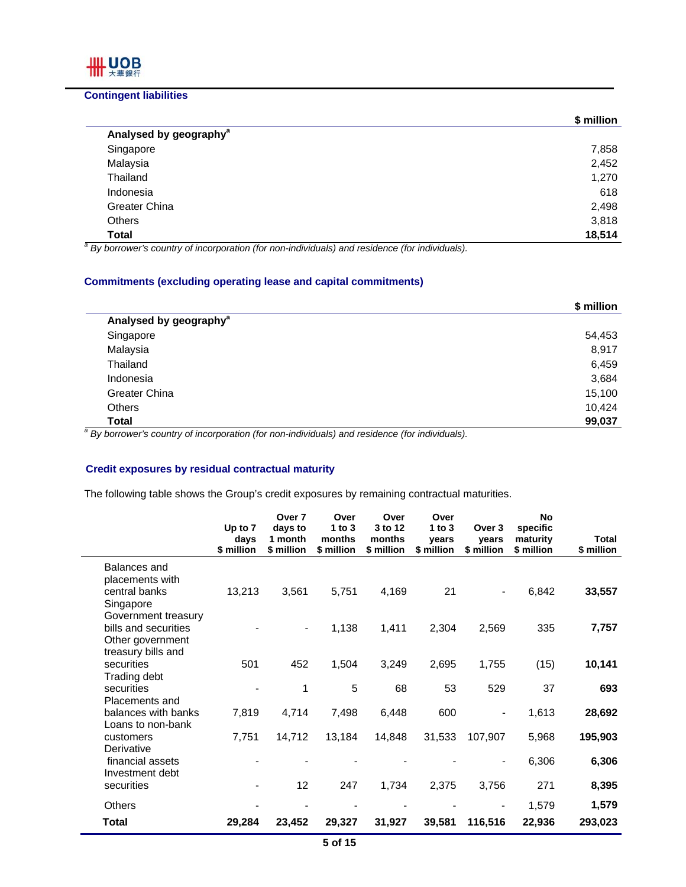## Contingent liabilities

| | $ million |
|---|---|
| **Analysed by geography**[a] | |
| Singapore | 7,858 |
| Malaysia | 2,452 |
| Thailand | 1,270 |
| Indonesia | 618 |
| Greater China | 2,498 |
| Others | 3,818 |
| **Total** | **18,514** |

[a] *By borrower's country of incorporation (for non-individuals) and residence (for individuals).*

## Commitments (excluding operating lease and capital commitments)

| | $ million |
|---|---|
| **Analysed by geography**[a] | |
| Singapore | 54,453 |
| Malaysia | 8,917 |
| Thailand | 6,459 |
| Indonesia | 3,684 |
| Greater China | 15,100 |
| Others | 10,424 |
| **Total** | **99,037** |

[a] *By borrower's country of incorporation (for non-individuals) and residence (for individuals).*

## Credit exposures by residual contractual maturity

The following table shows the Group's credit exposures by remaining contractual maturities.

| | Up to 7 days $ million | Over 7 days to 1 month $ million | Over 1 to 3 months $ million | Over 3 to 12 months $ million | Over 1 to 3 years $ million | Over 3 years $ million | No specific maturity $ million | Total $ million |
|---|---|---|---|---|---|---|---|---|
| Balances and placements with central banks | 13,213 | 3,561 | 5,751 | 4,169 | 21 | - | 6,842 | **33,557** |
| Singapore Government treasury bills and securities | - | - | 1,138 | 1,411 | 2,304 | 2,569 | 335 | **7,757** |
| Other government treasury bills and securities | 501 | 452 | 1,504 | 3,249 | 2,695 | 1,755 | (15) | **10,141** |
| Trading debt securities | - | 1 | 5 | 68 | 53 | 529 | 37 | **693** |
| Placements and balances with banks | 7,819 | 4,714 | 7,498 | 6,448 | 600 | - | 1,613 | **28,692** |
| Loans to non-bank customers | 7,751 | 14,712 | 13,184 | 14,848 | 31,533 | 107,907 | 5,968 | **195,903** |
| Derivative financial assets | - | - | - | - | - | - | 6,306 | **6,306** |
| Investment debt securities | - | 12 | 247 | 1,734 | 2,375 | 3,756 | 271 | **8,395** |
| Others | - | - | - | - | - | - | 1,579 | **1,579** |
| **Total** | **29,284** | **23,452** | **29,327** | **31,927** | **39,581** | **116,516** | **22,936** | **293,023** |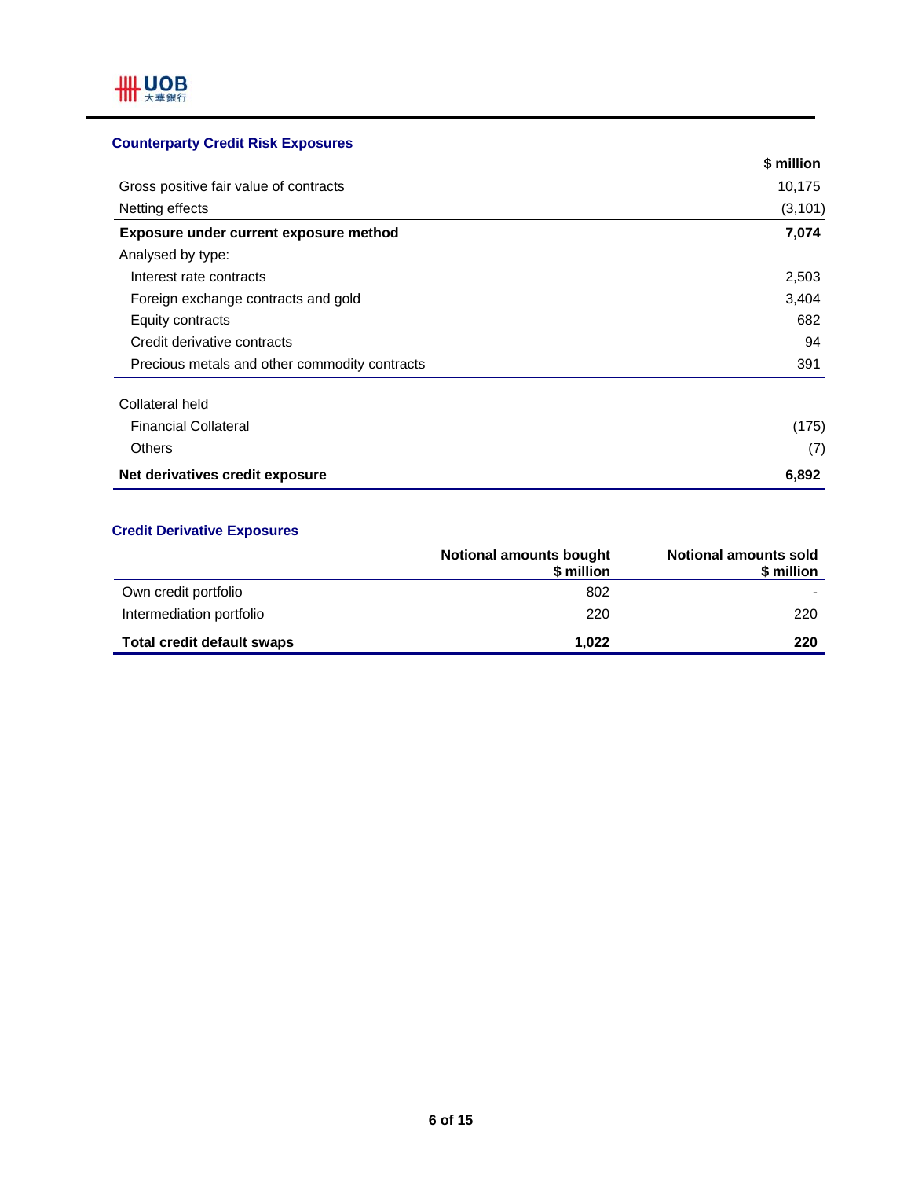## Counterparty Credit Risk Exposures

| | $ million |
|---|---|
| Gross positive fair value of contracts | 10,175 |
| Netting effects | (3,101) |
| **Exposure under current exposure method** | **7,074** |
| Analysed by type: | |
| Interest rate contracts | 2,503 |
| Foreign exchange contracts and gold | 3,404 |
| Equity contracts | 682 |
| Credit derivative contracts | 94 |
| Precious metals and other commodity contracts | 391 |
| | |
| Collateral held | |
| Financial Collateral | (175) |
| Others | (7) |
| **Net derivatives credit exposure** | **6,892** |

## Credit Derivative Exposures

| | Notional amounts bought $ million | Notional amounts sold $ million |
|---|---|---|
| Own credit portfolio | 802 | - |
| Intermediation portfolio | 220 | 220 |
| **Total credit default swaps** | **1,022** | **220** |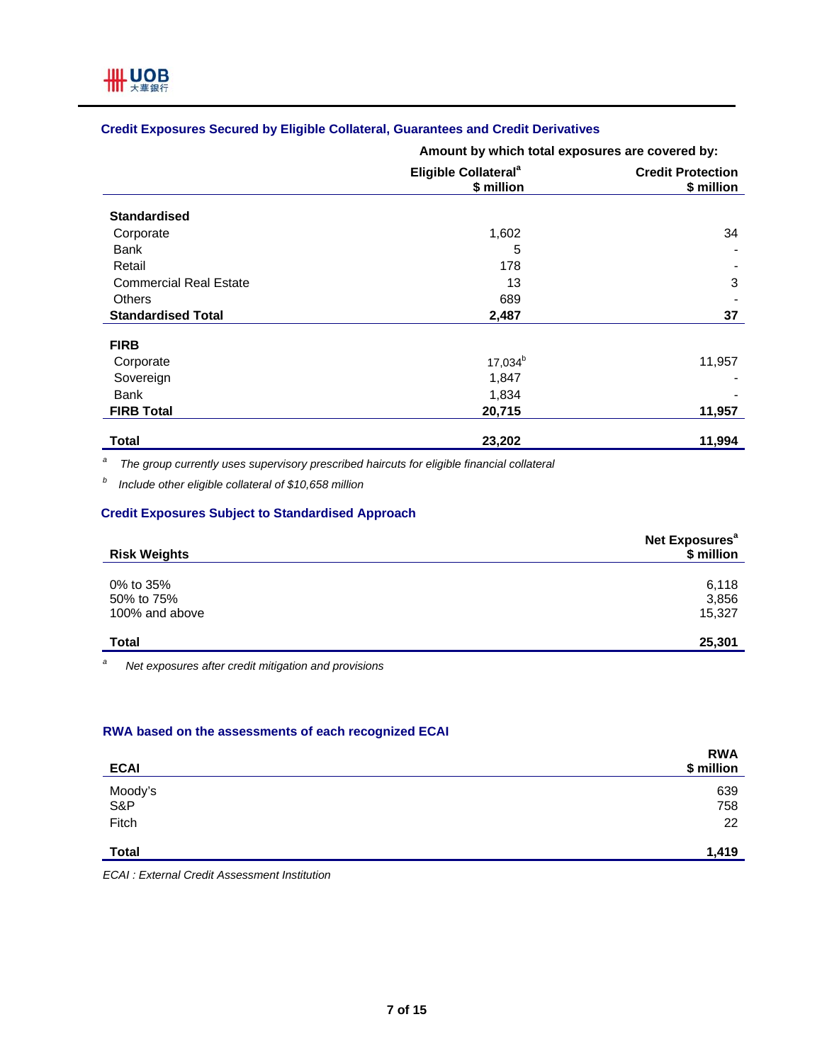### Credit Exposures Secured by Eligible Collateral, Guarantees and Credit Derivatives

| | Amount by which total exposures are covered by: | |
|---|---|---|
| | Eligible Collateral[a] $ million | Credit Protection $ million |
| **Standardised** | | |
| Corporate | 1,602 | 34 |
| Bank | 5 | - |
| Retail | 178 | - |
| Commercial Real Estate | 13 | 3 |
| Others | 689 | - |
| **Standardised Total** | **2,487** | **37** |
| **FIRB** | | |
| Corporate | 17,034[b] | 11,957 |
| Sovereign | 1,847 | - |
| Bank | 1,834 | - |
| **FIRB Total** | **20,715** | **11,957** |
| **Total** | **23,202** | **11,994** |

[a] *The group currently uses supervisory prescribed haircuts for eligible financial collateral*

[b] *Include other eligible collateral of $10,658 million*

### Credit Exposures Subject to Standardised Approach

| Risk Weights | Net Exposures[a] $ million |
|---|---|
| 0% to 35% | 6,118 |
| 50% to 75% | 3,856 |
| 100% and above | 15,327 |
| **Total** | **25,301** |

[a] *Net exposures after credit mitigation and provisions*

### RWA based on the assessments of each recognized ECAI

| ECAI | RWA $ million |
|---|---|
| Moody's | 639 |
| S&P | 758 |
| Fitch | 22 |
| **Total** | **1,419** |

*ECAI : External Credit Assessment Institution*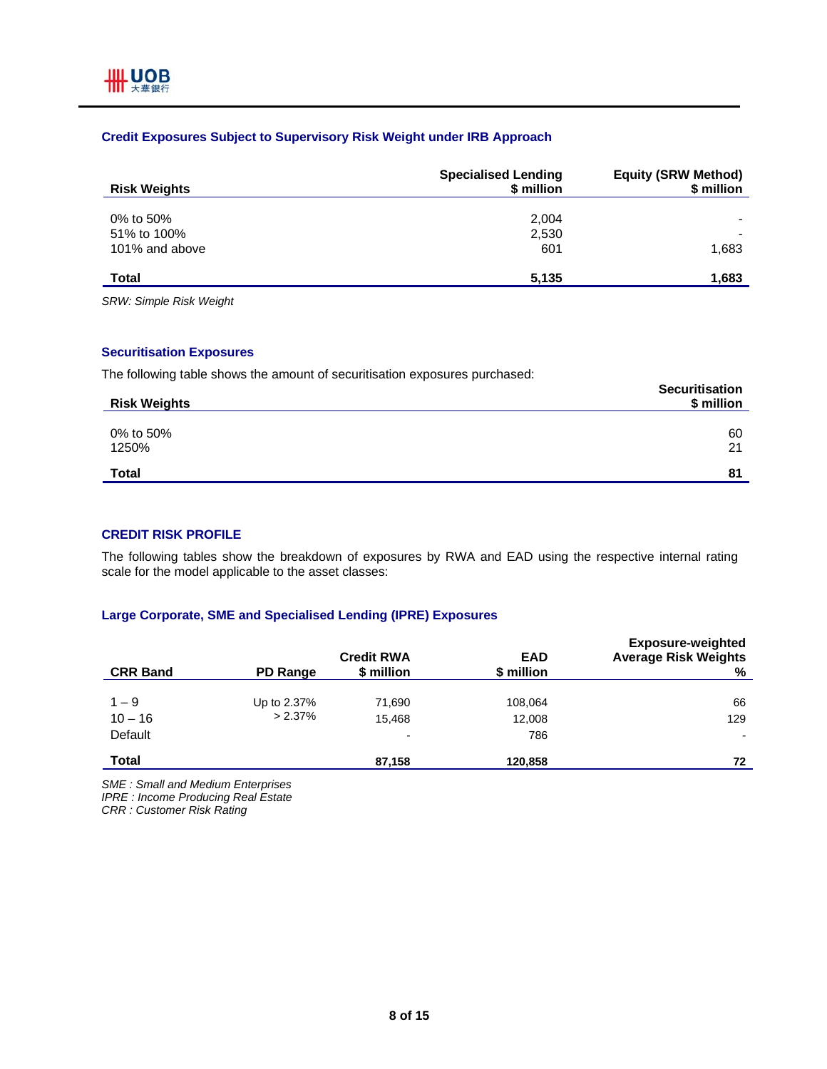### Credit Exposures Subject to Supervisory Risk Weight under IRB Approach

| Risk Weights | Specialised Lending $ million | Equity (SRW Method) $ million |
|---|---|---|
| 0% to 50% | 2,004 | - |
| 51% to 100% | 2,530 | - |
| 101% and above | 601 | 1,683 |
| **Total** | **5,135** | **1,683** |

*SRW: Simple Risk Weight*

### Securitisation Exposures

The following table shows the amount of securitisation exposures purchased:

| Risk Weights | Securitisation $ million |
|---|---|
| 0% to 50% | 60 |
| 1250% | 21 |
| **Total** | **81** |

### CREDIT RISK PROFILE

The following tables show the breakdown of exposures by RWA and EAD using the respective internal rating scale for the model applicable to the asset classes:

### Large Corporate, SME and Specialised Lending (IPRE) Exposures

| CRR Band | PD Range | Credit RWA $ million | EAD $ million | Exposure-weighted Average Risk Weights % |
|---|---|---|---|---|
| 1 – 9 | Up to 2.37% | 71,690 | 108,064 | 66 |
| 10 – 16 | > 2.37% | 15,468 | 12,008 | 129 |
| Default | | - | 786 | - |
| **Total** | | **87,158** | **120,858** | **72** |

*SME : Small and Medium Enterprises*
*IPRE : Income Producing Real Estate*
*CRR : Customer Risk Rating*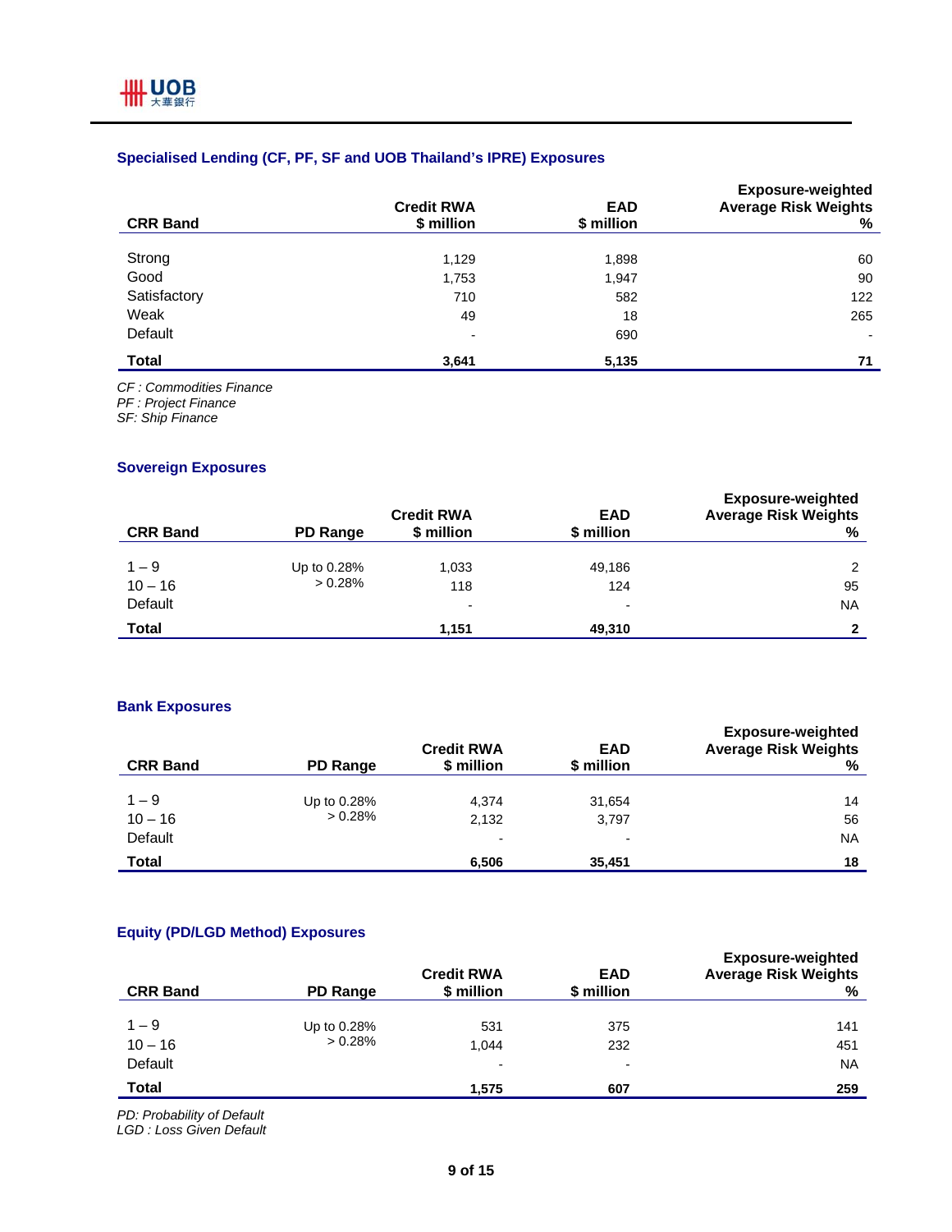### Specialised Lending (CF, PF, SF and UOB Thailand's IPRE) Exposures

| CRR Band | Credit RWA $ million | EAD $ million | Exposure-weighted Average Risk Weights % |
|---|---|---|---|
| Strong | 1,129 | 1,898 | 60 |
| Good | 1,753 | 1,947 | 90 |
| Satisfactory | 710 | 582 | 122 |
| Weak | 49 | 18 | 265 |
| Default | - | 690 | - |
| **Total** | **3,641** | **5,135** | **71** |

*CF : Commodities Finance*
*PF : Project Finance*
*SF: Ship Finance*

### Sovereign Exposures

| CRR Band | PD Range | Credit RWA $ million | EAD $ million | Exposure-weighted Average Risk Weights % |
|---|---|---|---|---|
| 1 – 9 | Up to 0.28% | 1,033 | 49,186 | 2 |
| 10 – 16 | > 0.28% | 118 | 124 | 95 |
| Default | | - | - | NA |
| **Total** | | **1,151** | **49,310** | **2** |

### Bank Exposures

| CRR Band | PD Range | Credit RWA $ million | EAD $ million | Exposure-weighted Average Risk Weights % |
|---|---|---|---|---|
| 1 – 9 | Up to 0.28% | 4,374 | 31,654 | 14 |
| 10 – 16 | > 0.28% | 2,132 | 3,797 | 56 |
| Default | | - | - | NA |
| **Total** | | **6,506** | **35,451** | **18** |

### Equity (PD/LGD Method) Exposures

| CRR Band | PD Range | Credit RWA $ million | EAD $ million | Exposure-weighted Average Risk Weights % |
|---|---|---|---|---|
| 1 – 9 | Up to 0.28% | 531 | 375 | 141 |
| 10 – 16 | > 0.28% | 1,044 | 232 | 451 |
| Default | | - | - | NA |
| **Total** | | **1,575** | **607** | **259** |

*PD: Probability of Default*
*LGD : Loss Given Default*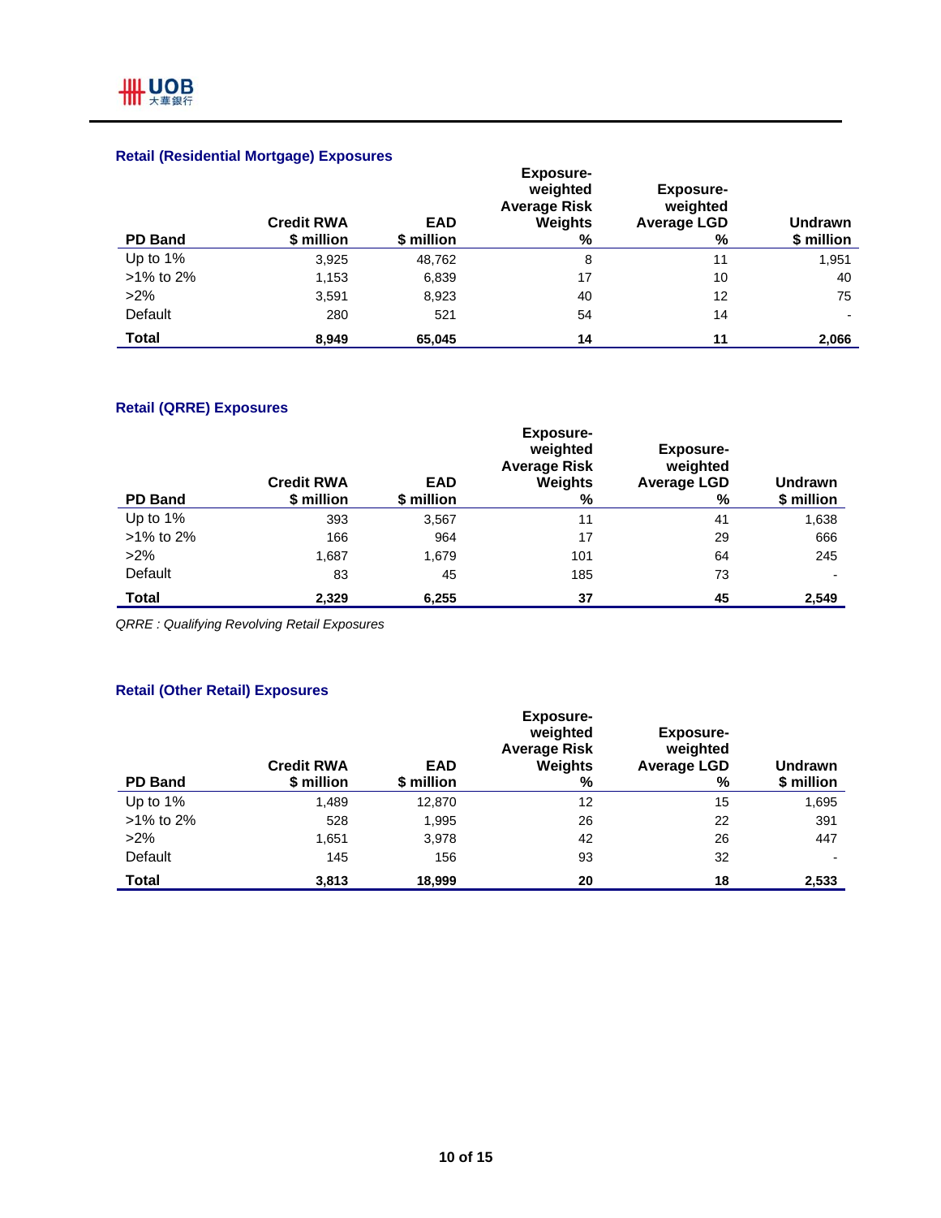### Retail (Residential Mortgage) Exposures

| PD Band | Credit RWA<br>$ million | EAD<br>$ million | Exposure-weighted Average Risk Weights<br>% | Exposure-weighted Average LGD<br>% | Undrawn<br>$ million |
|---|---|---|---|---|---|
| Up to 1% | 3,925 | 48,762 | 8 | 11 | 1,951 |
| >1% to 2% | 1,153 | 6,839 | 17 | 10 | 40 |
| >2% | 3,591 | 8,923 | 40 | 12 | 75 |
| Default | 280 | 521 | 54 | 14 | - |
| **Total** | **8,949** | **65,045** | **14** | **11** | **2,066** |

### Retail (QRRE) Exposures

| PD Band | Credit RWA<br>$ million | EAD<br>$ million | Exposure-weighted Average Risk Weights<br>% | Exposure-weighted Average LGD<br>% | Undrawn<br>$ million |
|---|---|---|---|---|---|
| Up to 1% | 393 | 3,567 | 11 | 41 | 1,638 |
| >1% to 2% | 166 | 964 | 17 | 29 | 666 |
| >2% | 1,687 | 1,679 | 101 | 64 | 245 |
| Default | 83 | 45 | 185 | 73 | - |
| **Total** | **2,329** | **6,255** | **37** | **45** | **2,549** |

*QRRE : Qualifying Revolving Retail Exposures*

### Retail (Other Retail) Exposures

| PD Band | Credit RWA<br>$ million | EAD<br>$ million | Exposure-weighted Average Risk Weights<br>% | Exposure-weighted Average LGD<br>% | Undrawn<br>$ million |
|---|---|---|---|---|---|
| Up to 1% | 1,489 | 12,870 | 12 | 15 | 1,695 |
| >1% to 2% | 528 | 1,995 | 26 | 22 | 391 |
| >2% | 1,651 | 3,978 | 42 | 26 | 447 |
| Default | 145 | 156 | 93 | 32 | - |
| **Total** | **3,813** | **18,999** | **20** | **18** | **2,533** |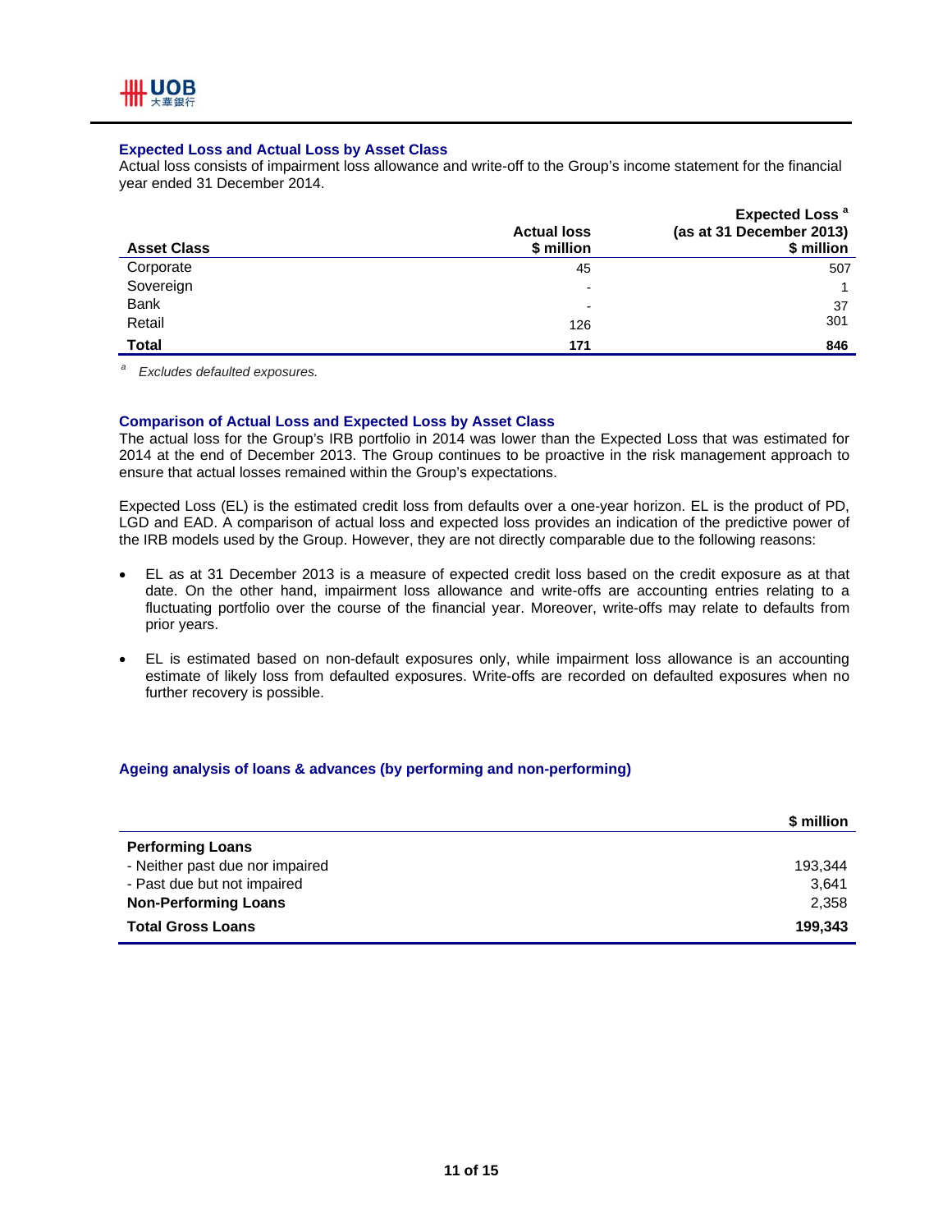### Expected Loss and Actual Loss by Asset Class

Actual loss consists of impairment loss allowance and write-off to the Group's income statement for the financial year ended 31 December 2014.

| Asset Class | Actual loss<br>$ million | Expected Loss [a]<br>(as at 31 December 2013)<br>$ million |
|---|---|---|
| Corporate | 45 | 507 |
| Sovereign | - | 1 |
| Bank | - | 37 |
| Retail | 126 | 301 |
| **Total** | **171** | **846** |

[a] *Excludes defaulted exposures.*

### Comparison of Actual Loss and Expected Loss by Asset Class

The actual loss for the Group's IRB portfolio in 2014 was lower than the Expected Loss that was estimated for 2014 at the end of December 2013. The Group continues to be proactive in the risk management approach to ensure that actual losses remained within the Group's expectations.

Expected Loss (EL) is the estimated credit loss from defaults over a one-year horizon. EL is the product of PD, LGD and EAD. A comparison of actual loss and expected loss provides an indication of the predictive power of the IRB models used by the Group. However, they are not directly comparable due to the following reasons:

- EL as at 31 December 2013 is a measure of expected credit loss based on the credit exposure as at that date. On the other hand, impairment loss allowance and write-offs are accounting entries relating to a fluctuating portfolio over the course of the financial year. Moreover, write-offs may relate to defaults from prior years.
- EL is estimated based on non-default exposures only, while impairment loss allowance is an accounting estimate of likely loss from defaulted exposures. Write-offs are recorded on defaulted exposures when no further recovery is possible.

### Ageing analysis of loans & advances (by performing and non-performing)

| | $ million |
|---|---|
| **Performing Loans** | |
| - Neither past due nor impaired | 193,344 |
| - Past due but not impaired | 3,641 |
| **Non-Performing Loans** | 2,358 |
| **Total Gross Loans** | **199,343** |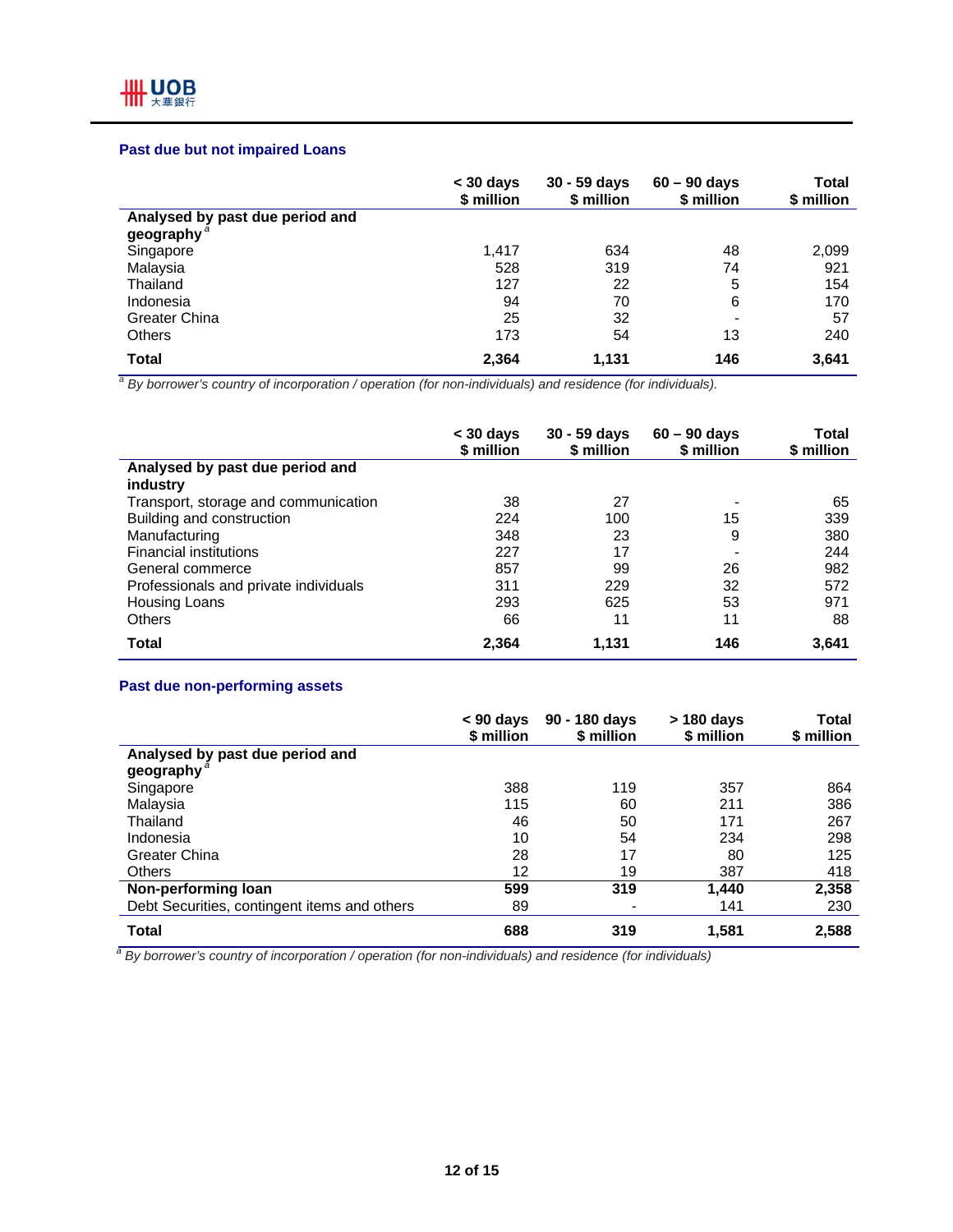### Past due but not impaired Loans

| | < 30 days $ million | 30 - 59 days $ million | 60 – 90 days $ million | Total $ million |
|---|---|---|---|---|
| **Analysed by past due period and geography** [a] | | | | |
| Singapore | 1,417 | 634 | 48 | 2,099 |
| Malaysia | 528 | 319 | 74 | 921 |
| Thailand | 127 | 22 | 5 | 154 |
| Indonesia | 94 | 70 | 6 | 170 |
| Greater China | 25 | 32 | - | 57 |
| Others | 173 | 54 | 13 | 240 |
| **Total** | **2,364** | **1,131** | **146** | **3,641** |

[a] *By borrower's country of incorporation / operation (for non-individuals) and residence (for individuals).*

| | < 30 days $ million | 30 - 59 days $ million | 60 – 90 days $ million | Total $ million |
|---|---|---|---|---|
| **Analysed by past due period and industry** | | | | |
| Transport, storage and communication | 38 | 27 | - | 65 |
| Building and construction | 224 | 100 | 15 | 339 |
| Manufacturing | 348 | 23 | 9 | 380 |
| Financial institutions | 227 | 17 | - | 244 |
| General commerce | 857 | 99 | 26 | 982 |
| Professionals and private individuals | 311 | 229 | 32 | 572 |
| Housing Loans | 293 | 625 | 53 | 971 |
| Others | 66 | 11 | 11 | 88 |
| **Total** | **2,364** | **1,131** | **146** | **3,641** |

### Past due non-performing assets

| | < 90 days $ million | 90 - 180 days $ million | > 180 days $ million | Total $ million |
|---|---|---|---|---|
| **Analysed by past due period and geography** [a] | | | | |
| Singapore | 388 | 119 | 357 | 864 |
| Malaysia | 115 | 60 | 211 | 386 |
| Thailand | 46 | 50 | 171 | 267 |
| Indonesia | 10 | 54 | 234 | 298 |
| Greater China | 28 | 17 | 80 | 125 |
| Others | 12 | 19 | 387 | 418 |
| **Non-performing loan** | **599** | **319** | **1,440** | **2,358** |
| Debt Securities, contingent items and others | 89 | - | 141 | 230 |
| **Total** | **688** | **319** | **1,581** | **2,588** |

[a] *By borrower's country of incorporation / operation (for non-individuals) and residence (for individuals)*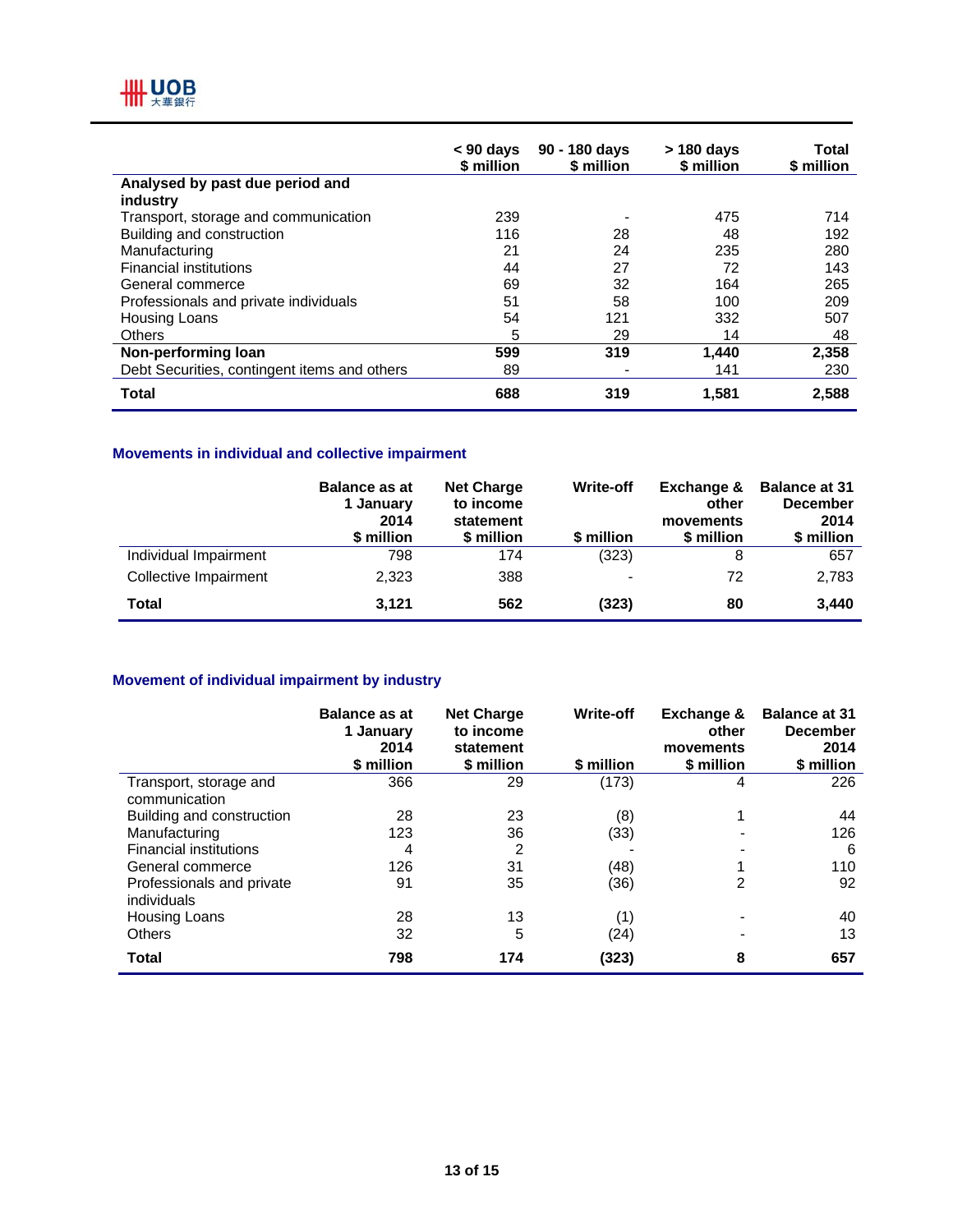|  | < 90 days<br>$ million | 90 - 180 days<br>$ million | > 180 days<br>$ million | Total<br>$ million |
|---|---|---|---|---|
| **Analysed by past due period and industry** | | | | |
| Transport, storage and communication | 239 | - | 475 | 714 |
| Building and construction | 116 | 28 | 48 | 192 |
| Manufacturing | 21 | 24 | 235 | 280 |
| Financial institutions | 44 | 27 | 72 | 143 |
| General commerce | 69 | 32 | 164 | 265 |
| Professionals and private individuals | 51 | 58 | 100 | 209 |
| Housing Loans | 54 | 121 | 332 | 507 |
| Others | 5 | 29 | 14 | 48 |
| **Non-performing loan** | **599** | **319** | **1,440** | **2,358** |
| Debt Securities, contingent items and others | 89 | - | 141 | 230 |
| **Total** | **688** | **319** | **1,581** | **2,588** |

### Movements in individual and collective impairment

|  | Balance as at 1 January 2014<br>$ million | Net Charge to income statement<br>$ million | Write-off<br>$ million | Exchange & other movements<br>$ million | Balance at 31 December 2014<br>$ million |
|---|---|---|---|---|---|
| Individual Impairment | 798 | 174 | (323) | 8 | 657 |
| Collective Impairment | 2,323 | 388 | - | 72 | 2,783 |
| **Total** | **3,121** | **562** | **(323)** | **80** | **3,440** |

### Movement of individual impairment by industry

|  | Balance as at 1 January 2014<br>$ million | Net Charge to income statement<br>$ million | Write-off<br>$ million | Exchange & other movements<br>$ million | Balance at 31 December 2014<br>$ million |
|---|---|---|---|---|---|
| Transport, storage and communication | 366 | 29 | (173) | 4 | 226 |
| Building and construction | 28 | 23 | (8) | 1 | 44 |
| Manufacturing | 123 | 36 | (33) | - | 126 |
| Financial institutions | 4 | 2 | - | - | 6 |
| General commerce | 126 | 31 | (48) | 1 | 110 |
| Professionals and private individuals | 91 | 35 | (36) | 2 | 92 |
| Housing Loans | 28 | 13 | (1) | - | 40 |
| Others | 32 | 5 | (24) | - | 13 |
| **Total** | **798** | **174** | **(323)** | **8** | **657** |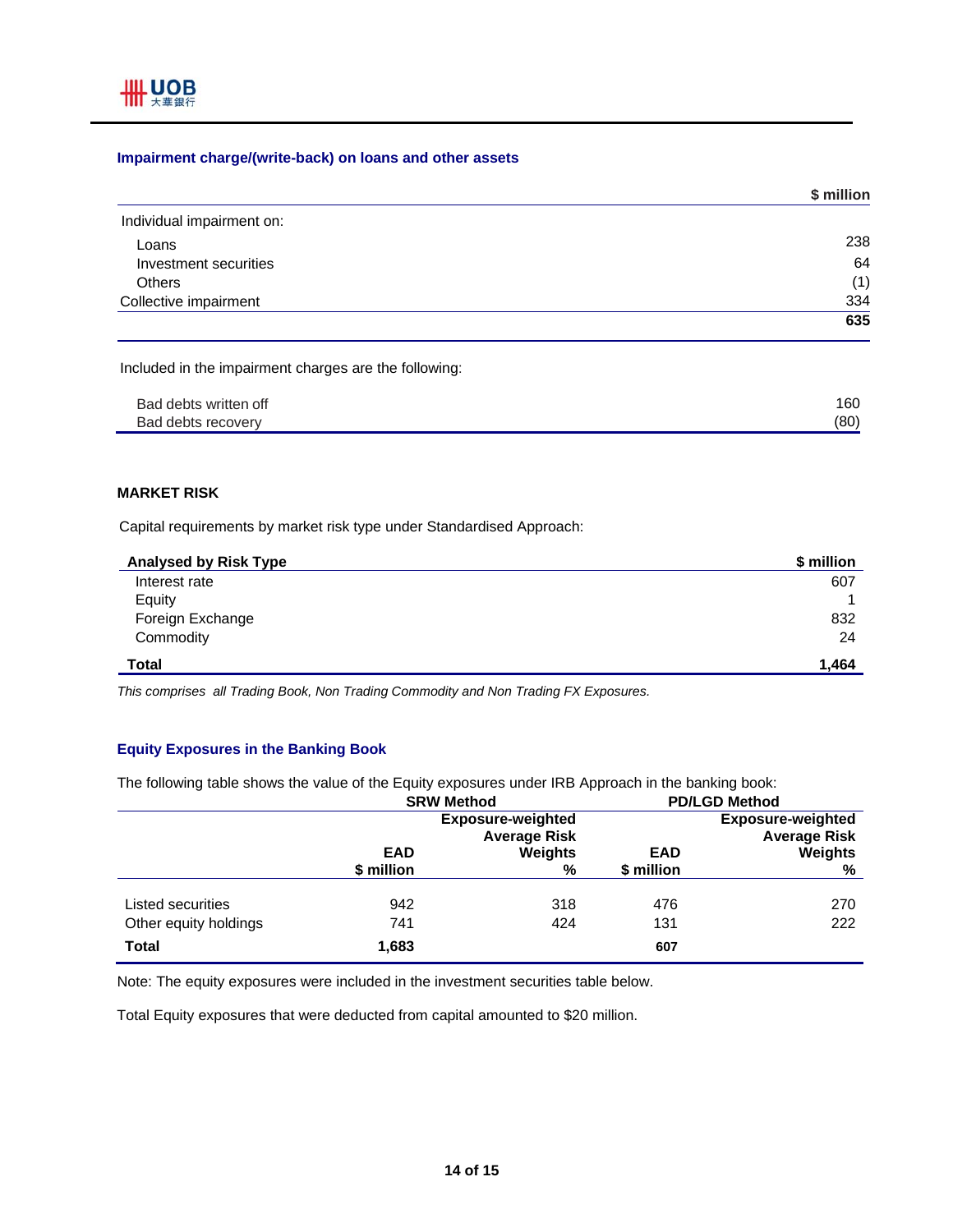### Impairment charge/(write-back) on loans and other assets

| | $ million |
|---|---|
| Individual impairment on: | |
| Loans | 238 |
| Investment securities | 64 |
| Others | (1) |
| Collective impairment | 334 |
| | **635** |

Included in the impairment charges are the following:

| | |
|---|---|
| Bad debts written off | 160 |
| Bad debts recovery | (80) |

### MARKET RISK

Capital requirements by market risk type under Standardised Approach:

| Analysed by Risk Type | $ million |
|---|---|
| Interest rate | 607 |
| Equity | 1 |
| Foreign Exchange | 832 |
| Commodity | 24 |
| **Total** | **1,464** |

*This comprises all Trading Book, Non Trading Commodity and Non Trading FX Exposures.*

### Equity Exposures in the Banking Book

The following table shows the value of the Equity exposures under IRB Approach in the banking book:

| | SRW Method | | PD/LGD Method | |
|---|---|---|---|---|
| | EAD $ million | Exposure-weighted Average Risk Weights % | EAD $ million | Exposure-weighted Average Risk Weights % |
| Listed securities | 942 | 318 | 476 | 270 |
| Other equity holdings | 741 | 424 | 131 | 222 |
| **Total** | **1,683** | | **607** | |

Note: The equity exposures were included in the investment securities table below.

Total Equity exposures that were deducted from capital amounted to $20 million.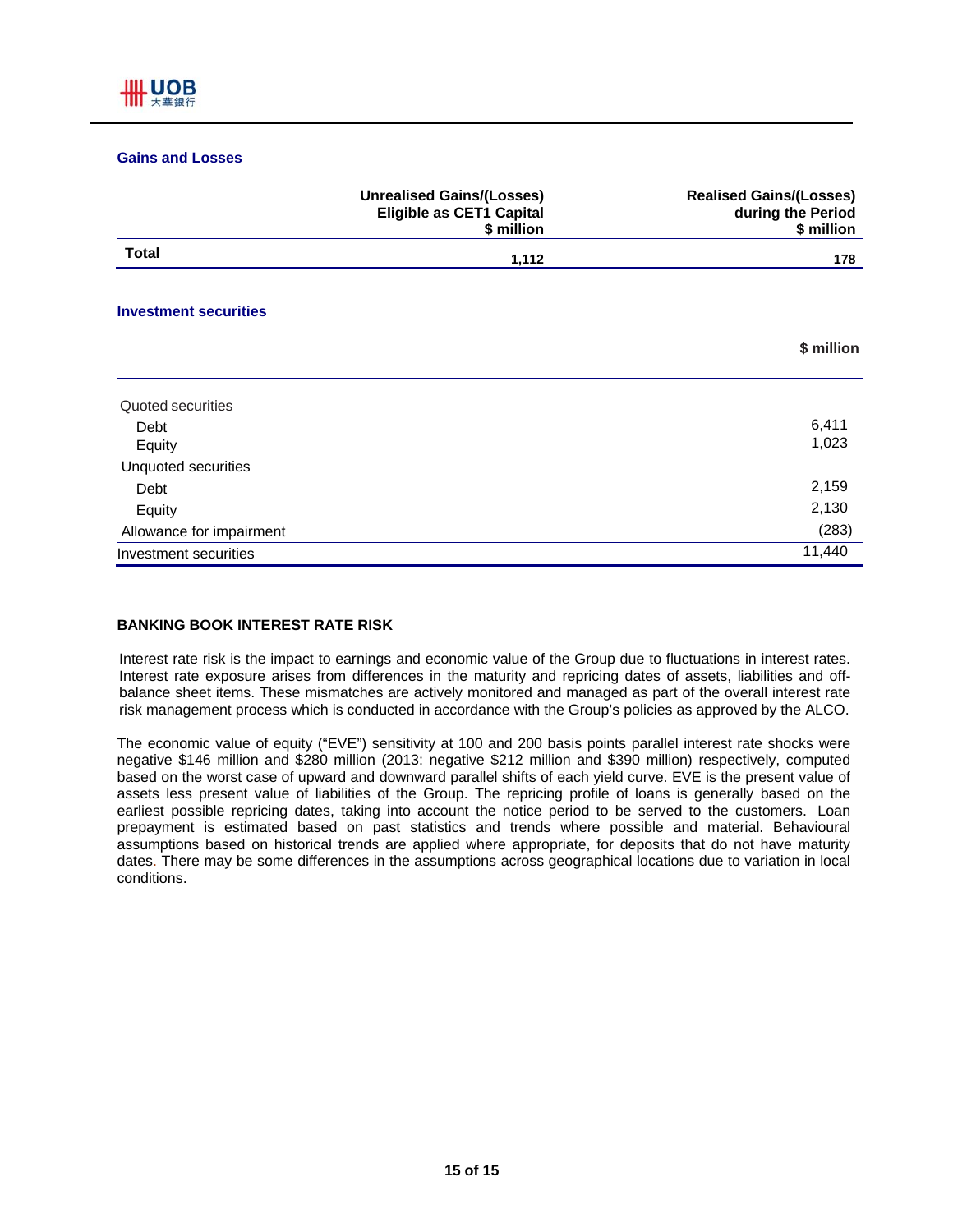### Gains and Losses

| | Unrealised Gains/(Losses) Eligible as CET1 Capital $ million | Realised Gains/(Losses) during the Period $ million |
|---|---|---|
| **Total** | **1,112** | **178** |

### Investment securities

| | $ million |
|---|---|
| Quoted securities | |
| Debt | 6,411 |
| Equity | 1,023 |
| Unquoted securities | |
| Debt | 2,159 |
| Equity | 2,130 |
| Allowance for impairment | (283) |
| Investment securities | 11,440 |

## BANKING BOOK INTEREST RATE RISK

Interest rate risk is the impact to earnings and economic value of the Group due to fluctuations in interest rates. Interest rate exposure arises from differences in the maturity and repricing dates of assets, liabilities and off-balance sheet items. These mismatches are actively monitored and managed as part of the overall interest rate risk management process which is conducted in accordance with the Group's policies as approved by the ALCO.

The economic value of equity ("EVE") sensitivity at 100 and 200 basis points parallel interest rate shocks were negative $146 million and $280 million (2013: negative $212 million and $390 million) respectively, computed based on the worst case of upward and downward parallel shifts of each yield curve. EVE is the present value of assets less present value of liabilities of the Group. The repricing profile of loans is generally based on the earliest possible repricing dates, taking into account the notice period to be served to the customers. Loan prepayment is estimated based on past statistics and trends where possible and material. Behavioural assumptions based on historical trends are applied where appropriate, for deposits that do not have maturity dates. There may be some differences in the assumptions across geographical locations due to variation in local conditions.